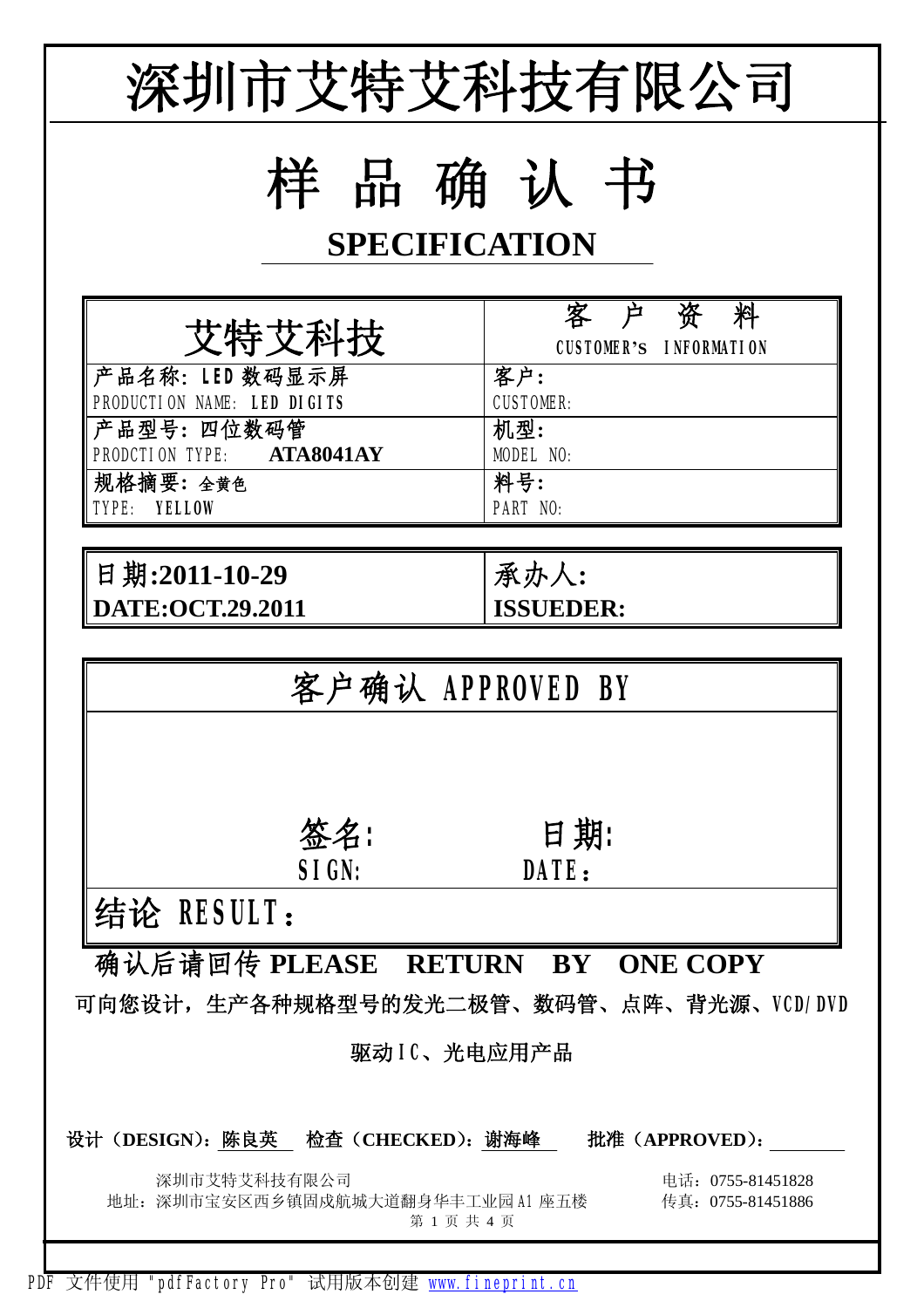# 深圳市艾特艾科技有限公司

# 样 品 确 认 书

## SPECIFICATION

| 艾特艾科技 | 客 户 资 料<br>CUSTOMER's INFORMATION |
|---|---|
| 产品名称：LED 数码显示屏<br>PRODUCTION NAME: LED DIGITS | 客户：<br>CUSTOMER: |
| 产品型号：四位数码管<br>PRODCTION TYPE: **ATA8041AY** | 机型：<br>MODEL NO: |
| 规格摘要：全黄色<br>TYPE: YELLOW | 料号：<br>PART NO: |

| **日期:2011-10-29**<br>**DATE:OCT.29.2011** | 承办人:<br>**ISSUEDER:** |
|---|---|

| 客户确认 APPROVED BY | |
|---|---|
| 签名：<br>SIGN: | 日期：<br>DATE： |
| 结论 RESULT： | |

**确认后请回传 PLEASE RETURN BY ONE COPY**

可向您设计，生产各种规格型号的发光二极管、数码管、点阵、背光源、VCD/DVD

驱动IC、光电应用产品

设计（DESIGN）：陈良英　检查（CHECKED）：谢海峰　批准（APPROVED）：________

深圳市艾特艾科技有限公司　　电话：0755-81451828
地址：深圳市宝安区西乡镇固戍航城大道翻身华丰工业园A1座五楼　　传真：0755-81451886

PDF 文件使用 "pdfFactory Pro" 试用版本创建 www.fineprint.cn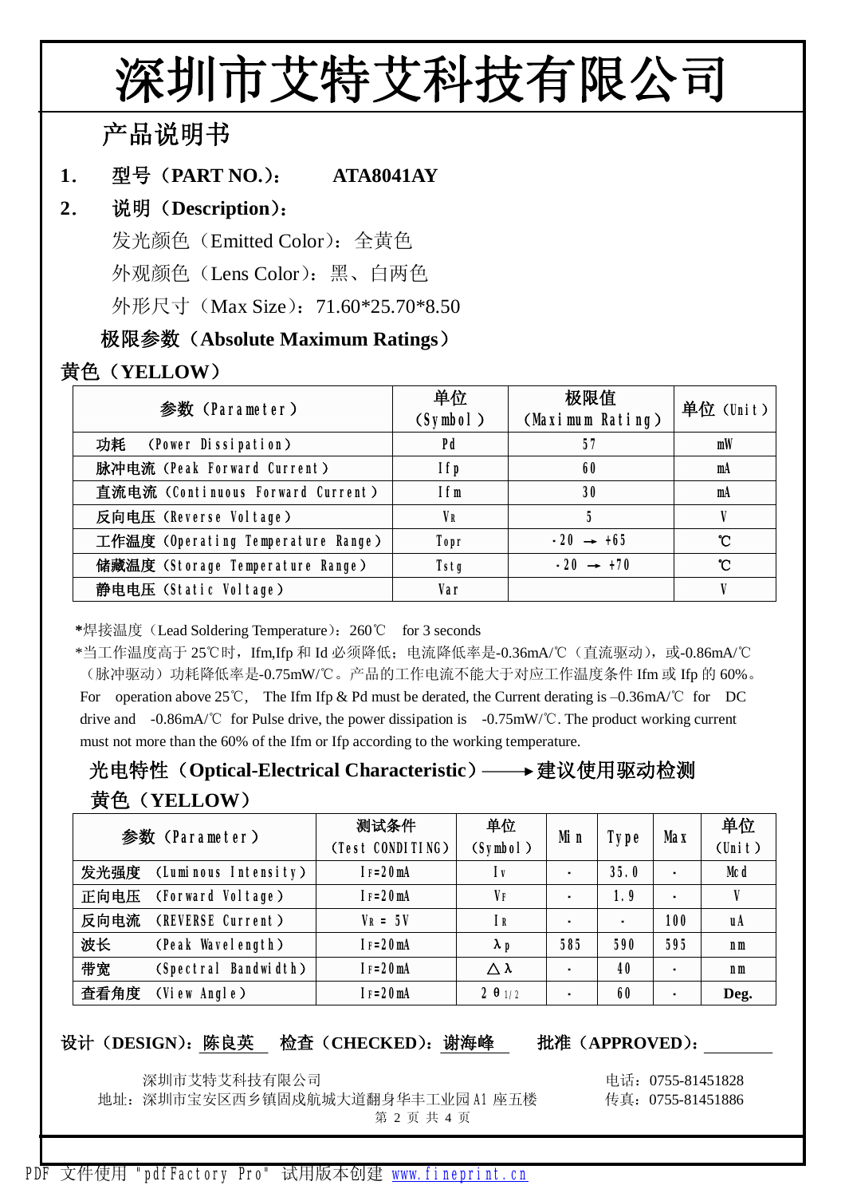# 深圳市艾特艾科技有限公司

## 产品说明书

**1. 型号（PART NO.）： ATA8041AY**

**2. 说明（Description）：**

发光颜色（Emitted Color）：全黄色

外观颜色（Lens Color）：黑、白两色

外形尺寸（Max Size）：71.60*25.70*8.50

### 极限参数（Absolute Maximum Ratings）

### 黄色（YELLOW）

| 参数（Parameter） | 单位（Symbol） | 极限值（Maximum Rating） | 单位（Unit） |
|---|---|---|---|
| 功耗 （Power Dissipation） | Pd | 57 | mW |
| 脉冲电流（Peak Forward Current） | Ifp | 60 | mA |
| 直流电流（Continuous Forward Current） | Ifm | 30 | mA |
| 反向电压（Reverse Voltage） | $V_R$ | 5 | V |
| 工作温度（Operating Temperature Range） | Topr | -20 → +65 | ℃ |
| 储藏温度（Storage Temperature Range） | Tstg | -20 → +70 | ℃ |
| 静电电压（Static Voltage） | Var | | V |

*焊接温度（Lead Soldering Temperature）：260℃ for 3 seconds

*当工作温度高于 25℃时，Ifm,Ifp 和 Id 必须降低；电流降低率是-0.36mA/℃（直流驱动），或-0.86mA/℃（脉冲驱动）功耗降低率是-0.75mW/℃。产品的工作电流不能大于对应工作温度条件 Ifm 或 Ifp 的 60%。For operation above 25℃, The Ifm Ifp & Pd must be derated, the Current derating is –0.36mA/℃ for DC drive and -0.86mA/℃ for Pulse drive, the power dissipation is -0.75mW/℃. The product working current must not more than the 60% of the Ifm or Ifp according to the working temperature.

### 光电特性（Optical-Electrical Characteristic）——→建议使用驱动检测

### 黄色（YELLOW）

| 参数（Parameter） | 测试条件（Test CONDITING） | 单位（Symbol） | Min | Type | Max | 单位（Unit） |
|---|---|---|---|---|---|---|
| 发光强度 （Luminous Intensity） | $I_F$=20mA | Iv | - | 35.0 | - | Mcd |
| 正向电压 （Forward Voltage） | $I_F$=20mA | $V_F$ | - | 1.9 | - | V |
| 反向电流 （REVERSE Current） | $V_R$ = 5V | $I_R$ | - | - | 100 | uA |
| 波长 （Peak Wavelength） | $I_F$=20mA | $\lambda_p$ | 585 | 590 | 595 | nm |
| 带宽 （Spectral Bandwidth） | $I_F$=20mA | $\Delta\lambda$ | - | 40 | - | nm |
| 查看角度 （View Angle） | $I_F$=20mA | $2\theta_{1/2}$ | - | 60 | - | Deg. |

**设计（DESIGN）：**陈良英 **检查（CHECKED）：**谢海峰 **批准（APPROVED）：**

深圳市艾特艾科技有限公司
地址：深圳市宝安区西乡镇固戍航城大道翻身华丰工业园 A1 座五楼
电话：0755-81451828
传真：0755-81451886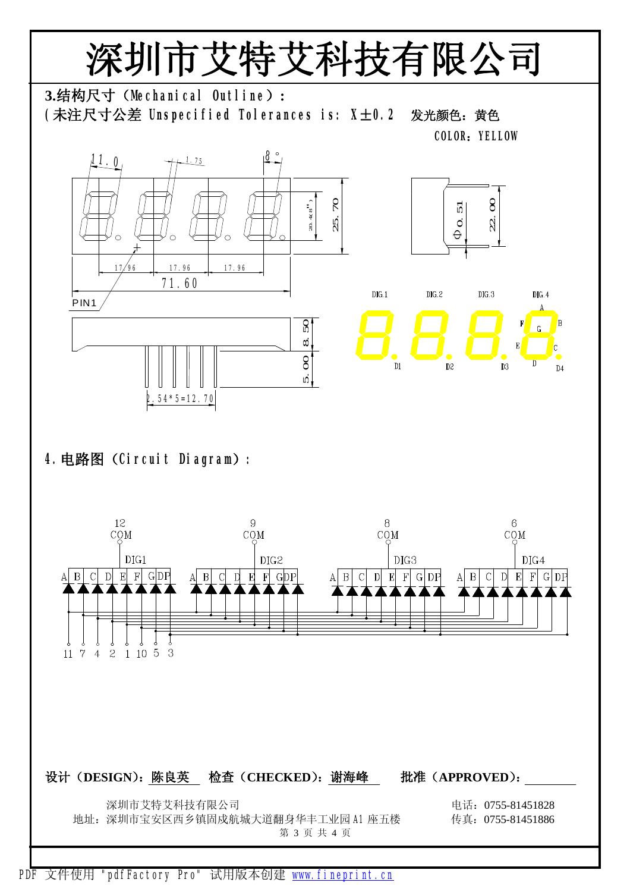# 深圳市艾特艾科技有限公司

**3.结构尺寸（Mechanical Outline）：**

（未注尺寸公差 Unspecified Tolerances is: X±0.2　发光颜色：黄色

COLOR：YELLOW

11.0　1.75　8°　20.4(8")　25.70　Φ0.51　22.00

17.96　17.96　17.96

71.60

PIN1

8.50　5.00

2.54*5=12.70

DIG.1　DIG.2　DIG.3　DIG.4

A　F　G　B　E　C　D

D1　D2　D3　D4

**4.电路图（Circuit Diagram）：**

12 COM　DIG1　9 COM　DIG2　8 COM　DIG3　6 COM　DIG4

A B C D E F G DP

11 7 4 2 1 10 5 3

设计（DESIGN）：陈良英　检查（CHECKED）：谢海峰　批准（APPROVED）：

深圳市艾特艾科技有限公司　电话：0755-81451828

地址：深圳市宝安区西乡镇固戍航城大道翻身华丰工业园A1座五楼　传真：0755-81451886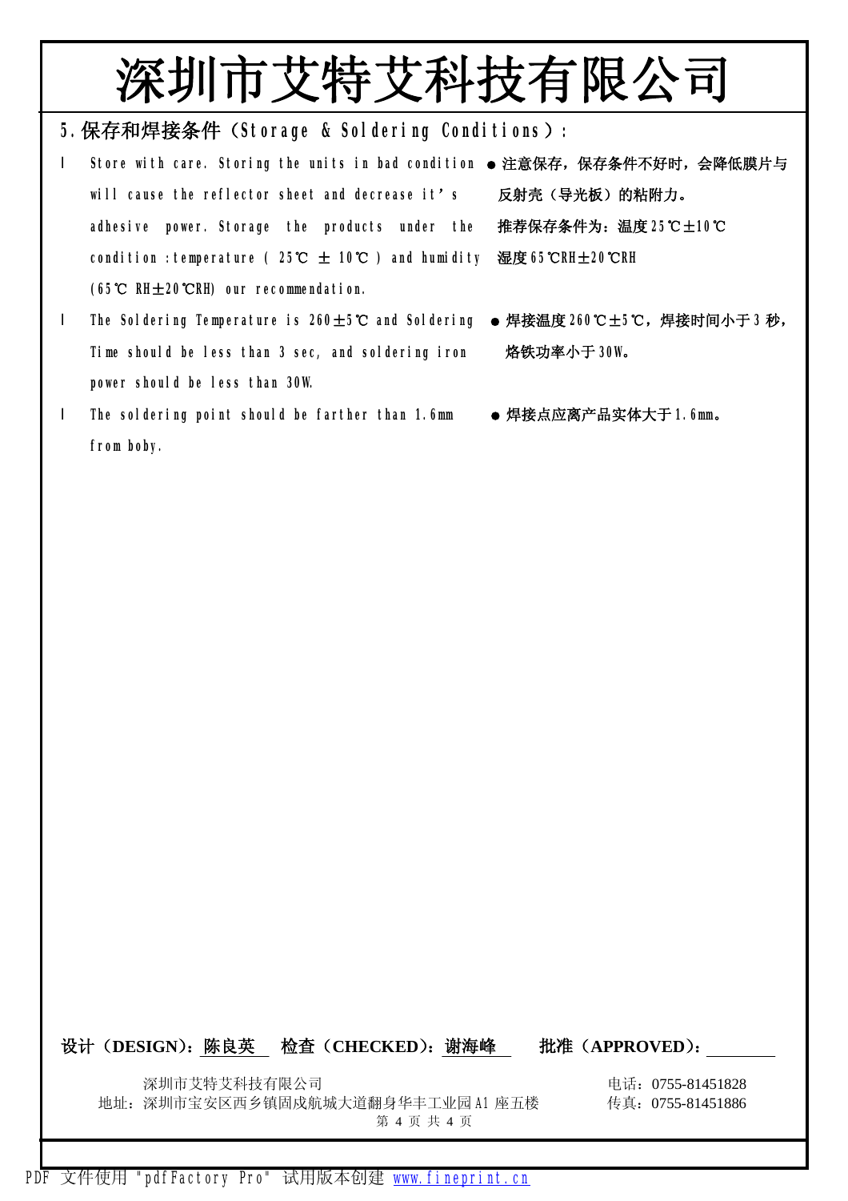# 深圳市艾特艾科技有限公司

## 5.保存和焊接条件（Storage & Soldering Conditions）:

| | |
|---|---|
| l Store with care. Storing the units in bad condition will cause the reflector sheet and decrease it's adhesive power. Storage the products under the condition :temperature ( 25℃ ± 10℃ ) and humidity (65℃ RH±20℃RH) our recommendation. | ● 注意保存，保存条件不好时，会降低膜片与反射壳（导光板）的粘附力。推荐保存条件为：温度25℃±10℃ 湿度65℃RH±20℃RH |
| l The Soldering Temperature is 260±5℃ and Soldering Time should be less than 3 sec, and soldering iron power should be less than 30W. | ● 焊接温度260℃±5℃，焊接时间小于3秒，烙铁功率小于30W。 |
| l The soldering point should be farther than 1.6mm from boby. | ● 焊接点应离产品实体大于1.6mm。 |

设计（DESIGN）：陈良英　检查（CHECKED）：谢海峰　批准（APPROVED）：

深圳市艾特艾科技有限公司
地址：深圳市宝安区西乡镇固戍航城大道翻身华丰工业园A1座五楼
电话：0755-81451828
传真：0755-81451886

PDF 文件使用 "pdfFactory Pro" 试用版本创建 www.fineprint.cn